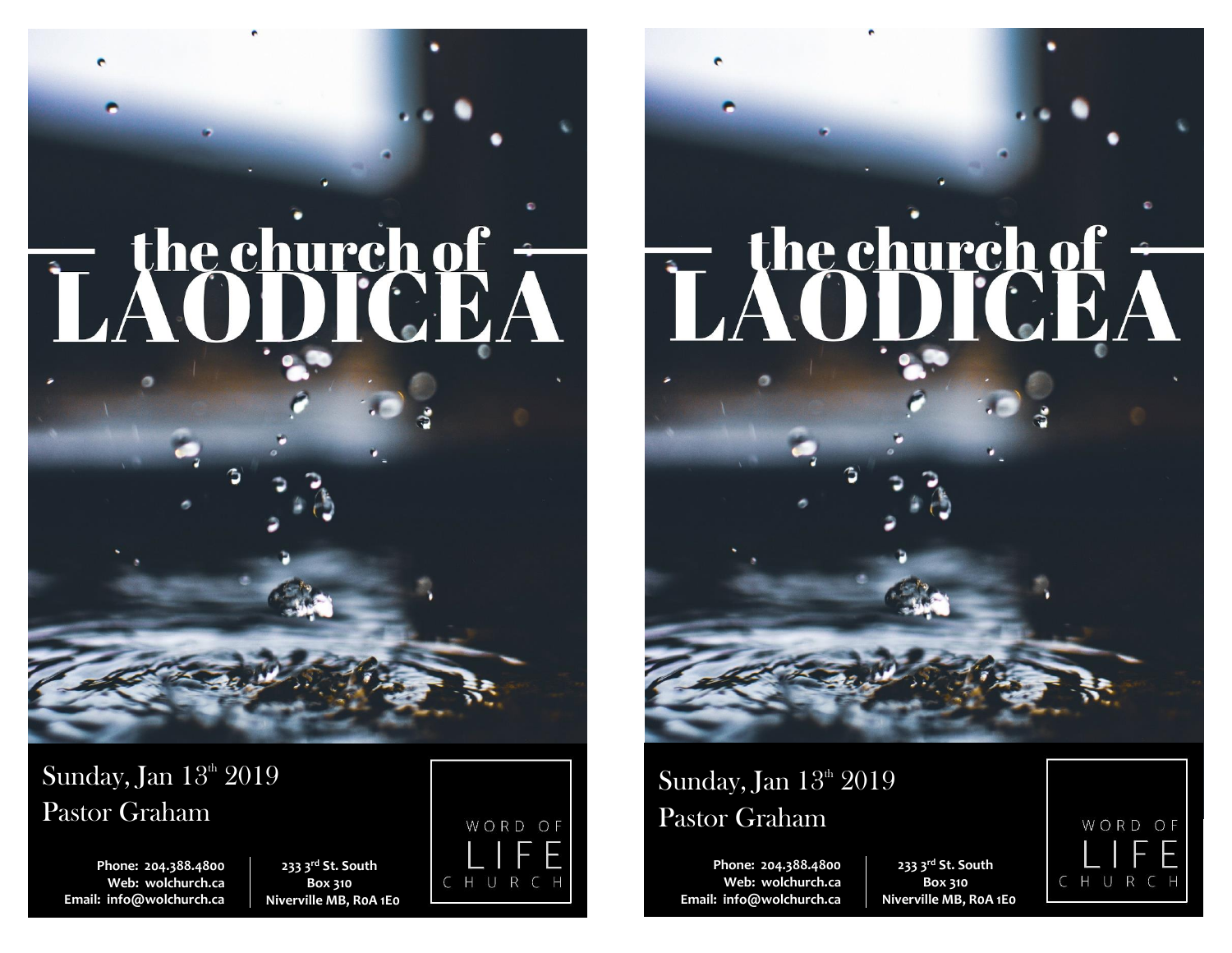# the church of LAODICEA

Sunday, Jan 13th 2019

Pastor Graham

Phone: 204.388.4800
Web: wolchurch.ca
Email: info@wolchurch.ca

233 3rd St. South
Box 310
Niverville MB, R0A 1E0

WORD OF LIFE CHURCH

# the church of LAODICEA

Sunday, Jan 13th 2019

Pastor Graham

Phone: 204.388.4800
Web: wolchurch.ca
Email: info@wolchurch.ca

233 3rd St. South
Box 310
Niverville MB, R0A 1E0

WORD OF LIFE CHURCH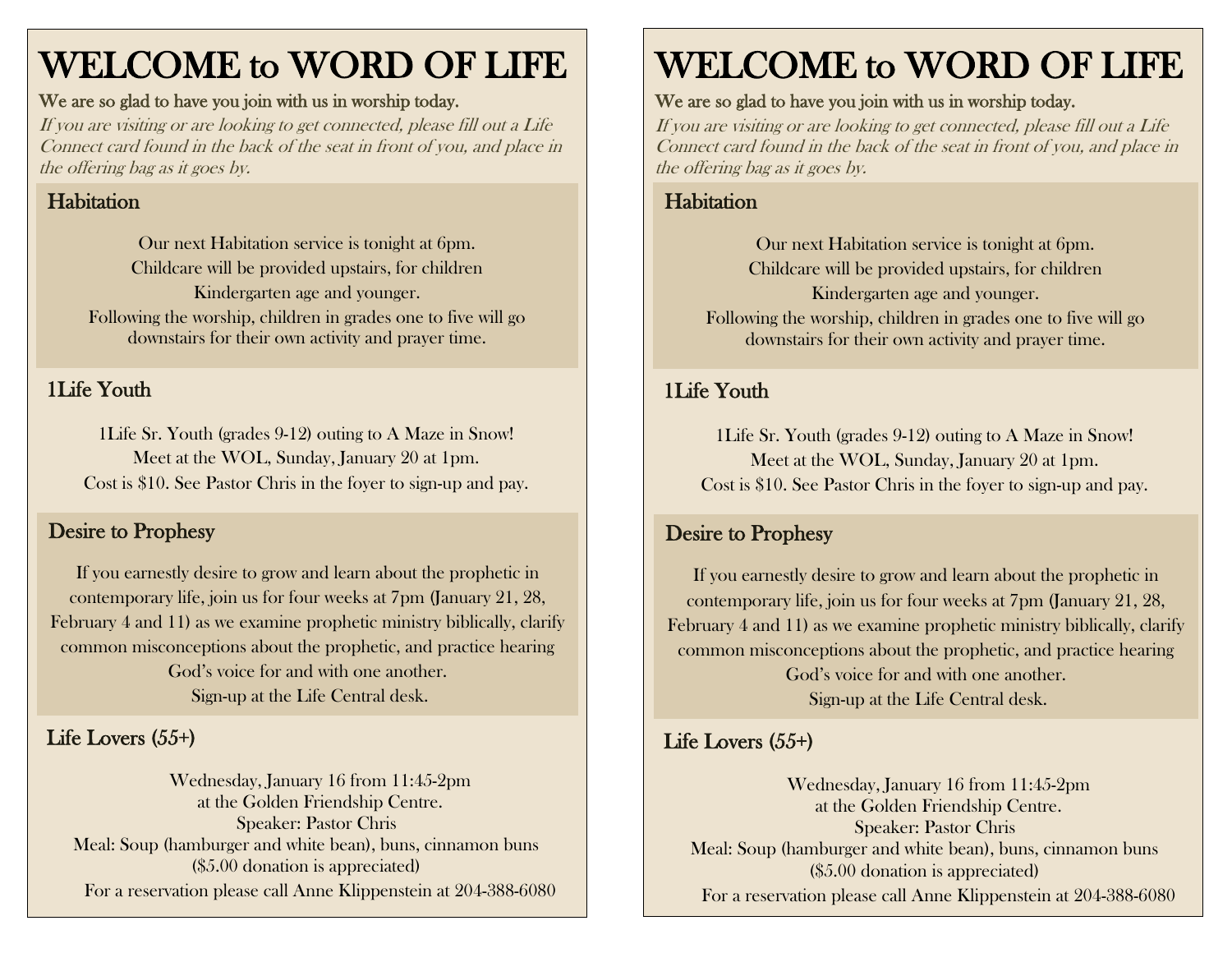# WELCOME to WORD OF LIFE

**We are so glad to have you join with us in worship today.**

*If you are visiting or are looking to get connected, please fill out a Life Connect card found in the back of the seat in front of you, and place in the offering bag as it goes by.*

## Habitation

Our next Habitation service is tonight at 6pm.
Childcare will be provided upstairs, for children Kindergarten age and younger.
Following the worship, children in grades one to five will go downstairs for their own activity and prayer time.

## 1Life Youth

1Life Sr. Youth (grades 9-12) outing to A Maze in Snow!
Meet at the WOL, Sunday, January 20 at 1pm.
Cost is $10. See Pastor Chris in the foyer to sign-up and pay.

## Desire to Prophesy

If you earnestly desire to grow and learn about the prophetic in contemporary life, join us for four weeks at 7pm (January 21, 28, February 4 and 11) as we examine prophetic ministry biblically, clarify common misconceptions about the prophetic, and practice hearing God's voice for and with one another.
Sign-up at the Life Central desk.

## Life Lovers (55+)

Wednesday, January 16 from 11:45-2pm
at the Golden Friendship Centre.
Speaker: Pastor Chris
Meal: Soup (hamburger and white bean), buns, cinnamon buns
($5.00 donation is appreciated)
For a reservation please call Anne Klippenstein at 204-388-6080

# WELCOME to WORD OF LIFE

**We are so glad to have you join with us in worship today.**

*If you are visiting or are looking to get connected, please fill out a Life Connect card found in the back of the seat in front of you, and place in the offering bag as it goes by.*

## Habitation

Our next Habitation service is tonight at 6pm.
Childcare will be provided upstairs, for children Kindergarten age and younger.
Following the worship, children in grades one to five will go downstairs for their own activity and prayer time.

## 1Life Youth

1Life Sr. Youth (grades 9-12) outing to A Maze in Snow!
Meet at the WOL, Sunday, January 20 at 1pm.
Cost is $10. See Pastor Chris in the foyer to sign-up and pay.

## Desire to Prophesy

If you earnestly desire to grow and learn about the prophetic in contemporary life, join us for four weeks at 7pm (January 21, 28, February 4 and 11) as we examine prophetic ministry biblically, clarify common misconceptions about the prophetic, and practice hearing God's voice for and with one another.
Sign-up at the Life Central desk.

## Life Lovers (55+)

Wednesday, January 16 from 11:45-2pm
at the Golden Friendship Centre.
Speaker: Pastor Chris
Meal: Soup (hamburger and white bean), buns, cinnamon buns
($5.00 donation is appreciated)
For a reservation please call Anne Klippenstein at 204-388-6080